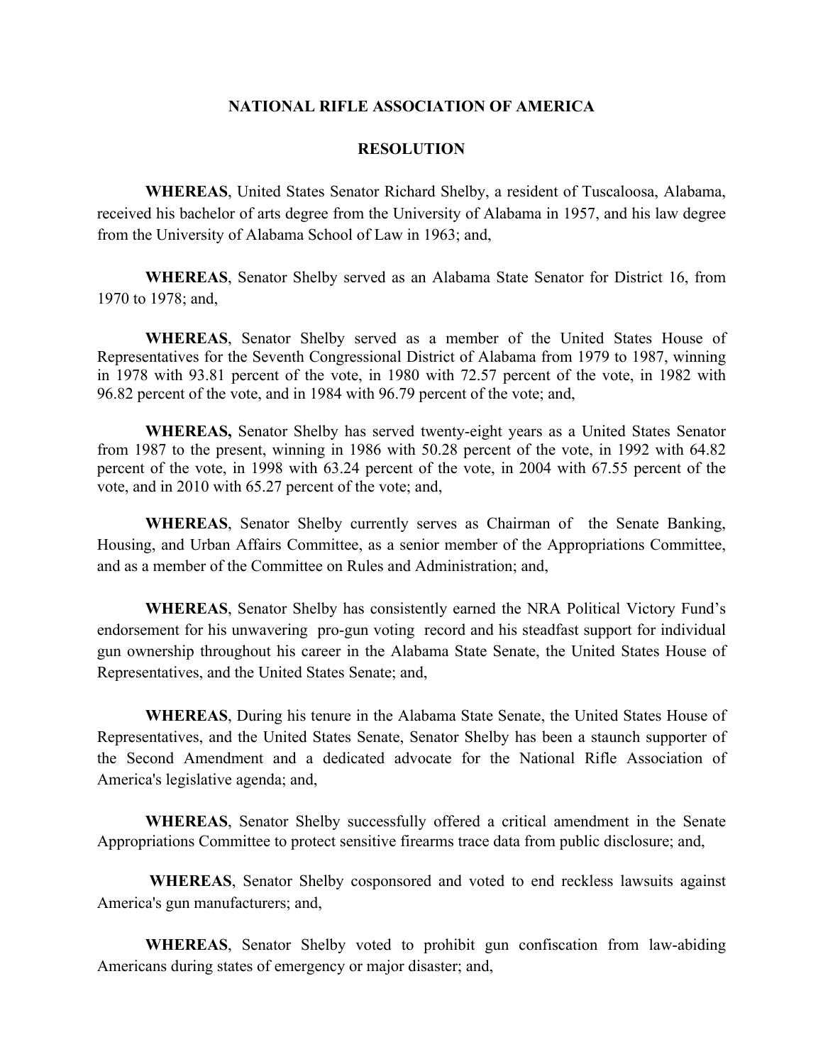# NATIONAL RIFLE ASSOCIATION OF AMERICA

## RESOLUTION

**WHEREAS**, United States Senator Richard Shelby, a resident of Tuscaloosa, Alabama, received his bachelor of arts degree from the University of Alabama in 1957, and his law degree from the University of Alabama School of Law in 1963; and,

**WHEREAS**, Senator Shelby served as an Alabama State Senator for District 16, from 1970 to 1978; and,

**WHEREAS**, Senator Shelby served as a member of the United States House of Representatives for the Seventh Congressional District of Alabama from 1979 to 1987, winning in 1978 with 93.81 percent of the vote, in 1980 with 72.57 percent of the vote, in 1982 with 96.82 percent of the vote, and in 1984 with 96.79 percent of the vote; and,

**WHEREAS,** Senator Shelby has served twenty-eight years as a United States Senator from 1987 to the present, winning in 1986 with 50.28 percent of the vote, in 1992 with 64.82 percent of the vote, in 1998 with 63.24 percent of the vote, in 2004 with 67.55 percent of the vote, and in 2010 with 65.27 percent of the vote; and,

**WHEREAS**, Senator Shelby currently serves as Chairman of the Senate Banking, Housing, and Urban Affairs Committee, as a senior member of the Appropriations Committee, and as a member of the Committee on Rules and Administration; and,

**WHEREAS**, Senator Shelby has consistently earned the NRA Political Victory Fund's endorsement for his unwavering pro-gun voting record and his steadfast support for individual gun ownership throughout his career in the Alabama State Senate, the United States House of Representatives, and the United States Senate; and,

**WHEREAS**, During his tenure in the Alabama State Senate, the United States House of Representatives, and the United States Senate, Senator Shelby has been a staunch supporter of the Second Amendment and a dedicated advocate for the National Rifle Association of America's legislative agenda; and,

**WHEREAS**, Senator Shelby successfully offered a critical amendment in the Senate Appropriations Committee to protect sensitive firearms trace data from public disclosure; and,

**WHEREAS**, Senator Shelby cosponsored and voted to end reckless lawsuits against America's gun manufacturers; and,

**WHEREAS**, Senator Shelby voted to prohibit gun confiscation from law-abiding Americans during states of emergency or major disaster; and,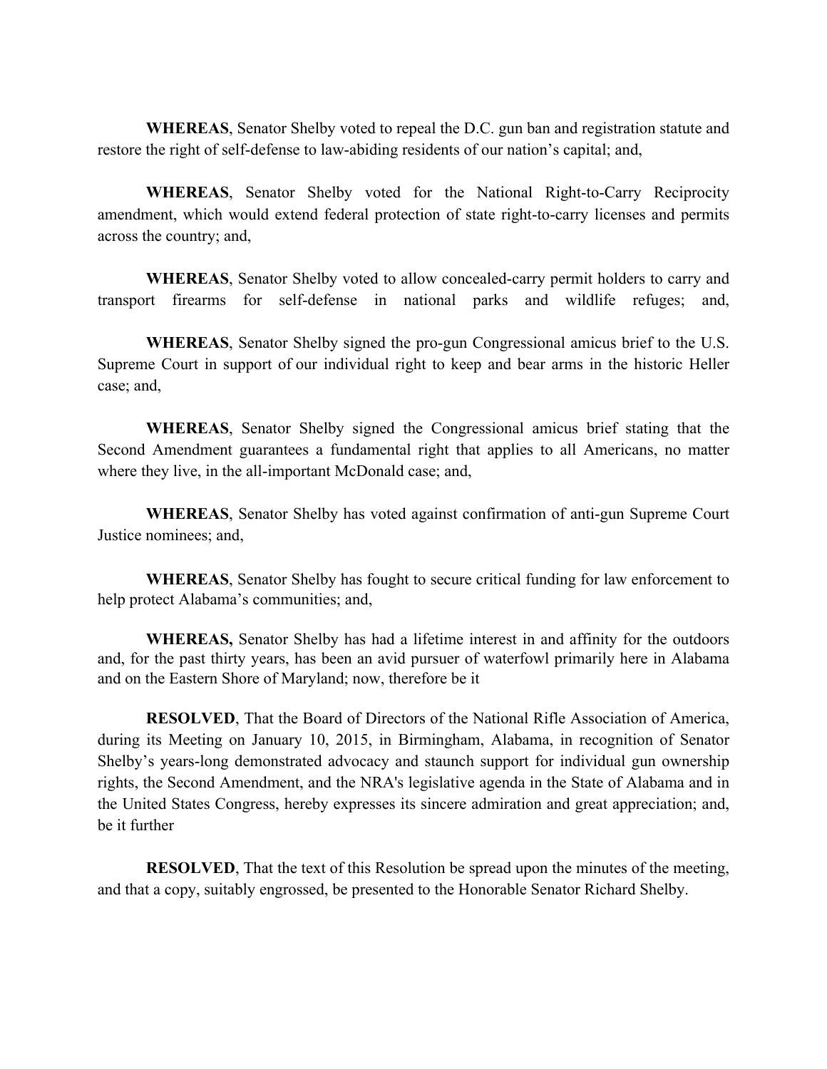**WHEREAS**, Senator Shelby voted to repeal the D.C. gun ban and registration statute and restore the right of self-defense to law-abiding residents of our nation's capital; and,

**WHEREAS**, Senator Shelby voted for the National Right-to-Carry Reciprocity amendment, which would extend federal protection of state right-to-carry licenses and permits across the country; and,

**WHEREAS**, Senator Shelby voted to allow concealed-carry permit holders to carry and transport firearms for self-defense in national parks and wildlife refuges; and,

**WHEREAS**, Senator Shelby signed the pro-gun Congressional amicus brief to the U.S. Supreme Court in support of our individual right to keep and bear arms in the historic Heller case; and,

**WHEREAS**, Senator Shelby signed the Congressional amicus brief stating that the Second Amendment guarantees a fundamental right that applies to all Americans, no matter where they live, in the all-important McDonald case; and,

**WHEREAS**, Senator Shelby has voted against confirmation of anti-gun Supreme Court Justice nominees; and,

**WHEREAS**, Senator Shelby has fought to secure critical funding for law enforcement to help protect Alabama's communities; and,

**WHEREAS,** Senator Shelby has had a lifetime interest in and affinity for the outdoors and, for the past thirty years, has been an avid pursuer of waterfowl primarily here in Alabama and on the Eastern Shore of Maryland; now, therefore be it

**RESOLVED**, That the Board of Directors of the National Rifle Association of America, during its Meeting on January 10, 2015, in Birmingham, Alabama, in recognition of Senator Shelby's years-long demonstrated advocacy and staunch support for individual gun ownership rights, the Second Amendment, and the NRA's legislative agenda in the State of Alabama and in the United States Congress, hereby expresses its sincere admiration and great appreciation; and, be it further

**RESOLVED**, That the text of this Resolution be spread upon the minutes of the meeting, and that a copy, suitably engrossed, be presented to the Honorable Senator Richard Shelby.